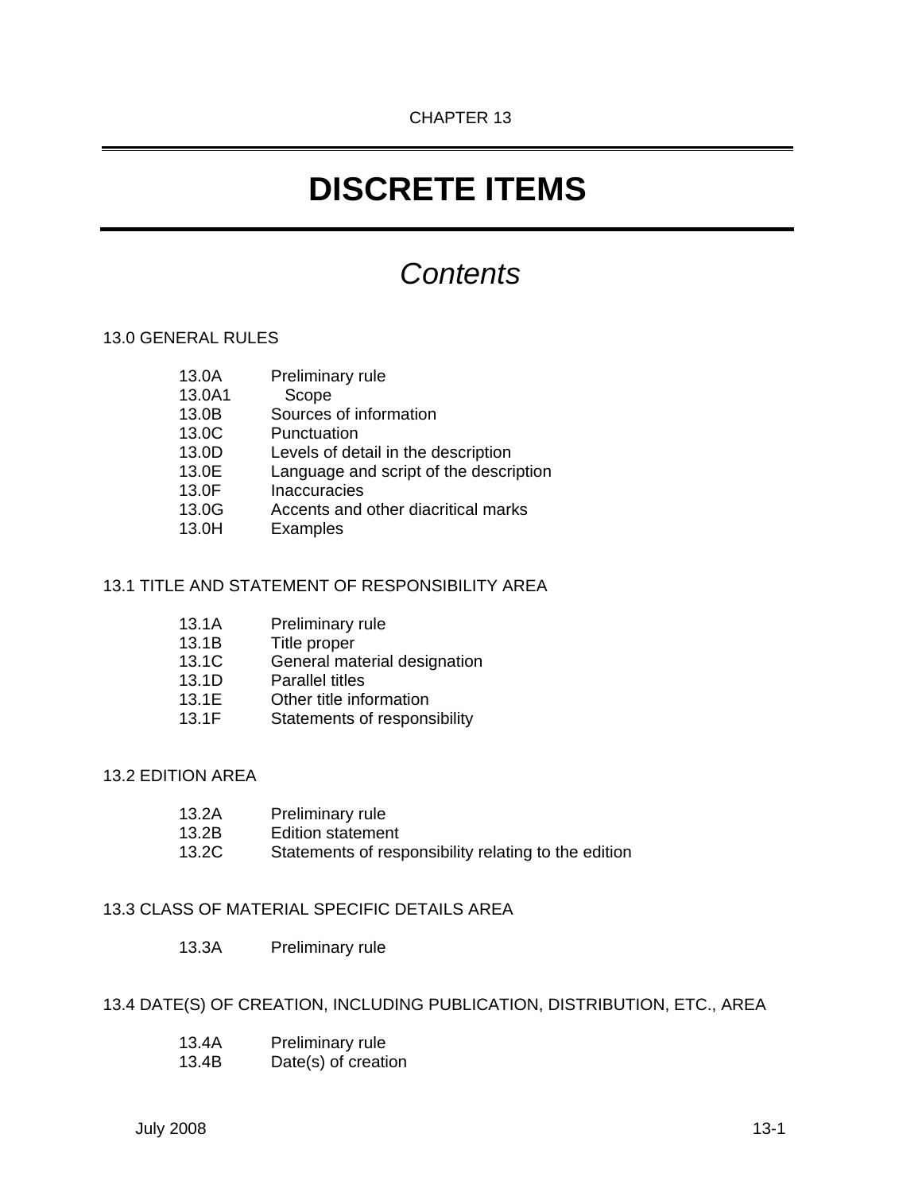CHAPTER 13

# DISCRETE ITEMS

## *Contents*

13.0 GENERAL RULES

- 13.0A Preliminary rule
- 13.0A1 Scope
- 13.0B Sources of information
- 13.0C Punctuation
- 13.0D Levels of detail in the description
- 13.0E Language and script of the description
- 13.0F Inaccuracies
- 13.0G Accents and other diacritical marks
- 13.0H Examples

13.1 TITLE AND STATEMENT OF RESPONSIBILITY AREA

- 13.1A Preliminary rule
- 13.1B Title proper
- 13.1C General material designation
- 13.1D Parallel titles
- 13.1E Other title information
- 13.1F Statements of responsibility

13.2 EDITION AREA

- 13.2A Preliminary rule
- 13.2B Edition statement
- 13.2C Statements of responsibility relating to the edition

13.3 CLASS OF MATERIAL SPECIFIC DETAILS AREA

- 13.3A Preliminary rule

13.4 DATE(S) OF CREATION, INCLUDING PUBLICATION, DISTRIBUTION, ETC., AREA

- 13.4A Preliminary rule
- 13.4B Date(s) of creation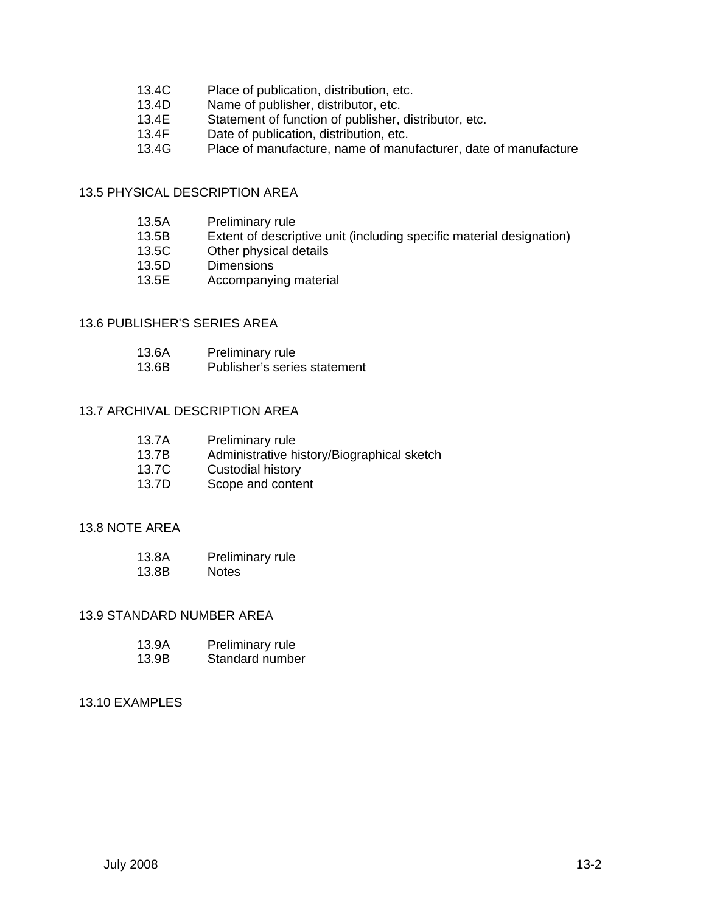13.4C Place of publication, distribution, etc.
13.4D Name of publisher, distributor, etc.
13.4E Statement of function of publisher, distributor, etc.
13.4F Date of publication, distribution, etc.
13.4G Place of manufacture, name of manufacturer, date of manufacture

## 13.5 PHYSICAL DESCRIPTION AREA

13.5A Preliminary rule
13.5B Extent of descriptive unit (including specific material designation)
13.5C Other physical details
13.5D Dimensions
13.5E Accompanying material

## 13.6 PUBLISHER'S SERIES AREA

13.6A Preliminary rule
13.6B Publisher's series statement

## 13.7 ARCHIVAL DESCRIPTION AREA

13.7A Preliminary rule
13.7B Administrative history/Biographical sketch
13.7C Custodial history
13.7D Scope and content

## 13.8 NOTE AREA

13.8A Preliminary rule
13.8B Notes

## 13.9 STANDARD NUMBER AREA

13.9A Preliminary rule
13.9B Standard number

## 13.10 EXAMPLES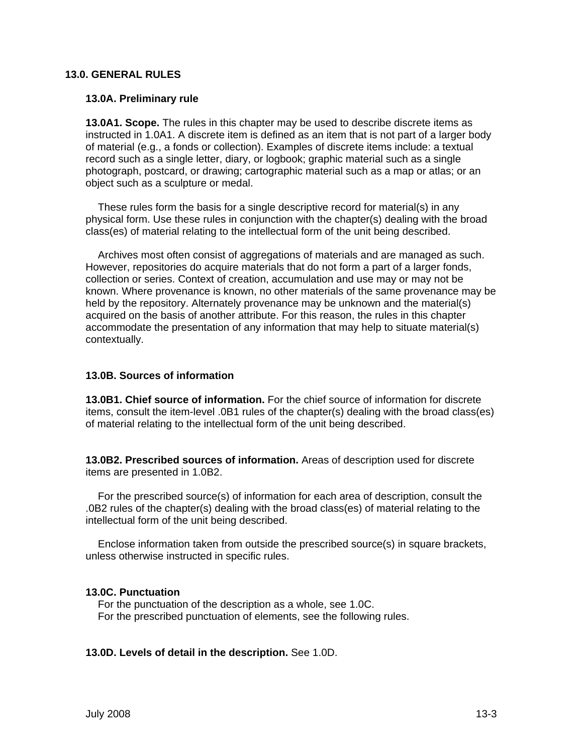## 13.0. GENERAL RULES

### 13.0A. Preliminary rule

**13.0A1. Scope.** The rules in this chapter may be used to describe discrete items as instructed in 1.0A1. A discrete item is defined as an item that is not part of a larger body of material (e.g., a fonds or collection). Examples of discrete items include: a textual record such as a single letter, diary, or logbook; graphic material such as a single photograph, postcard, or drawing; cartographic material such as a map or atlas; or an object such as a sculpture or medal.

These rules form the basis for a single descriptive record for material(s) in any physical form. Use these rules in conjunction with the chapter(s) dealing with the broad class(es) of material relating to the intellectual form of the unit being described.

Archives most often consist of aggregations of materials and are managed as such. However, repositories do acquire materials that do not form a part of a larger fonds, collection or series. Context of creation, accumulation and use may or may not be known. Where provenance is known, no other materials of the same provenance may be held by the repository. Alternately provenance may be unknown and the material(s) acquired on the basis of another attribute. For this reason, the rules in this chapter accommodate the presentation of any information that may help to situate material(s) contextually.

### 13.0B. Sources of information

**13.0B1. Chief source of information.** For the chief source of information for discrete items, consult the item-level .0B1 rules of the chapter(s) dealing with the broad class(es) of material relating to the intellectual form of the unit being described.

**13.0B2. Prescribed sources of information.** Areas of description used for discrete items are presented in 1.0B2.

For the prescribed source(s) of information for each area of description, consult the .0B2 rules of the chapter(s) dealing with the broad class(es) of material relating to the intellectual form of the unit being described.

Enclose information taken from outside the prescribed source(s) in square brackets, unless otherwise instructed in specific rules.

### 13.0C. Punctuation

For the punctuation of the description as a whole, see 1.0C.
For the prescribed punctuation of elements, see the following rules.

**13.0D. Levels of detail in the description.** See 1.0D.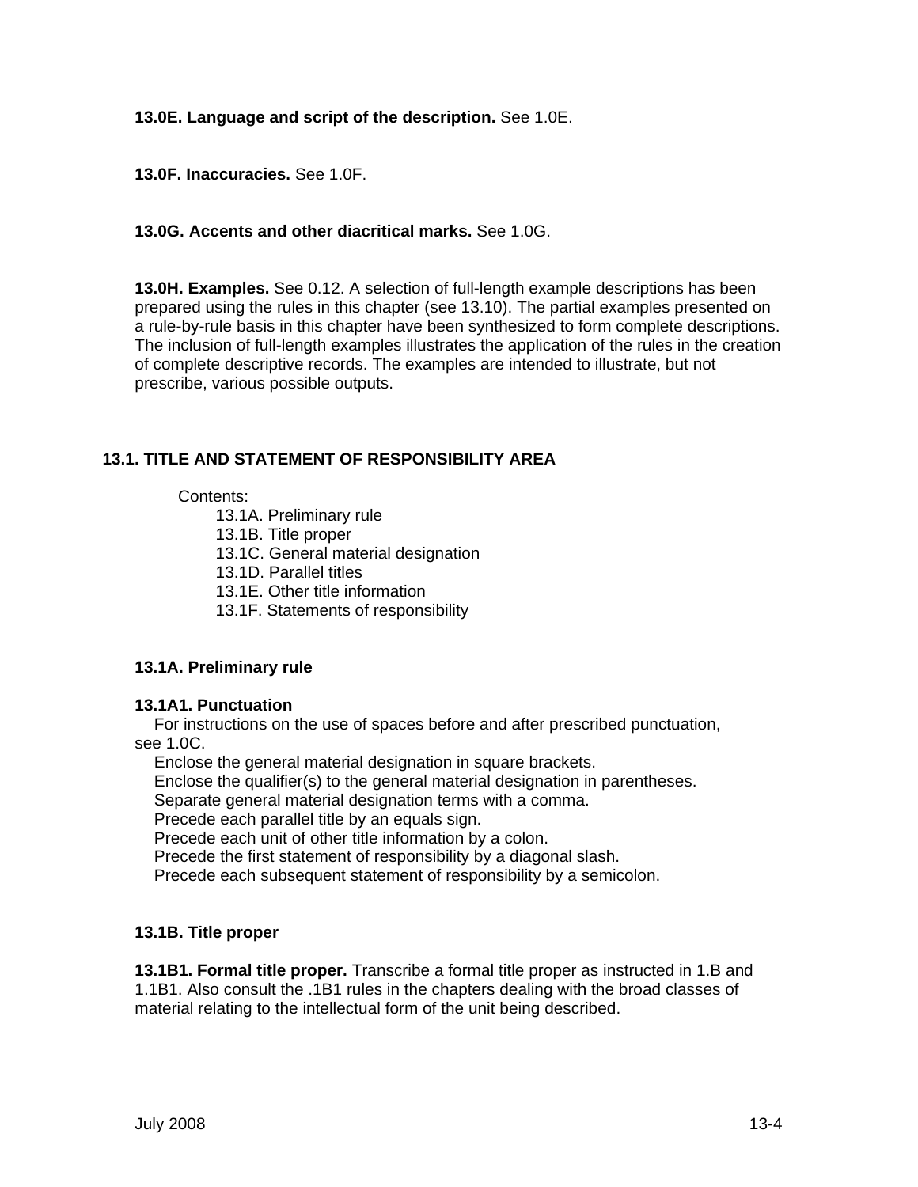**13.0E. Language and script of the description.** See 1.0E.

**13.0F. Inaccuracies.** See 1.0F.

**13.0G. Accents and other diacritical marks.** See 1.0G.

**13.0H. Examples.** See 0.12. A selection of full-length example descriptions has been prepared using the rules in this chapter (see 13.10). The partial examples presented on a rule-by-rule basis in this chapter have been synthesized to form complete descriptions. The inclusion of full-length examples illustrates the application of the rules in the creation of complete descriptive records. The examples are intended to illustrate, but not prescribe, various possible outputs.

## 13.1. TITLE AND STATEMENT OF RESPONSIBILITY AREA

Contents:

- 13.1A. Preliminary rule
- 13.1B. Title proper
- 13.1C. General material designation
- 13.1D. Parallel titles
- 13.1E. Other title information
- 13.1F. Statements of responsibility

### 13.1A. Preliminary rule

**13.1A1. Punctuation**

For instructions on the use of spaces before and after prescribed punctuation, see 1.0C.

Enclose the general material designation in square brackets.

Enclose the qualifier(s) to the general material designation in parentheses.

Separate general material designation terms with a comma.

Precede each parallel title by an equals sign.

Precede each unit of other title information by a colon.

Precede the first statement of responsibility by a diagonal slash.

Precede each subsequent statement of responsibility by a semicolon.

### 13.1B. Title proper

**13.1B1. Formal title proper.** Transcribe a formal title proper as instructed in 1.B and 1.1B1. Also consult the .1B1 rules in the chapters dealing with the broad classes of material relating to the intellectual form of the unit being described.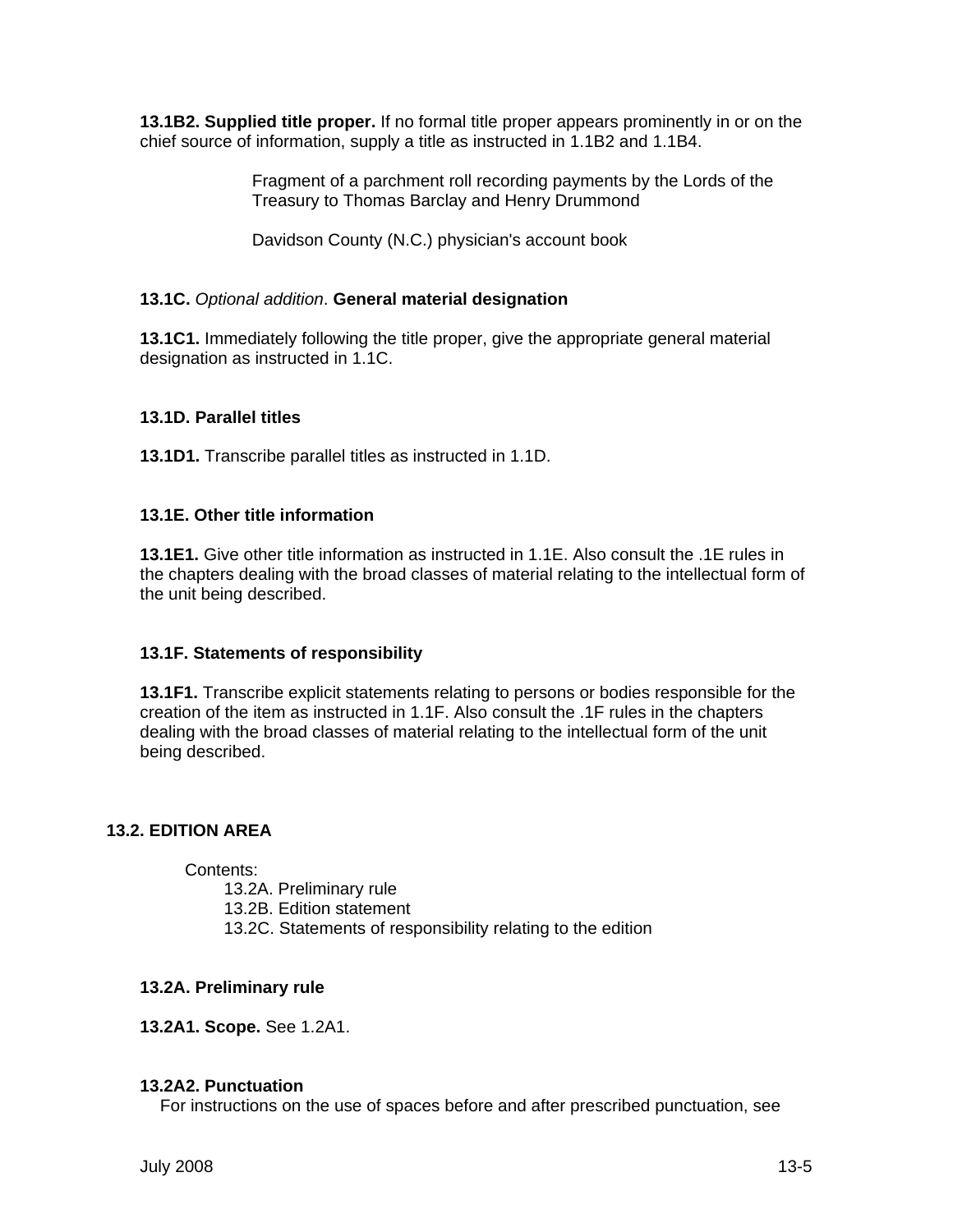**13.1B2. Supplied title proper.** If no formal title proper appears prominently in or on the chief source of information, supply a title as instructed in 1.1B2 and 1.1B4.

> Fragment of a parchment roll recording payments by the Lords of the Treasury to Thomas Barclay and Henry Drummond
>
> Davidson County (N.C.) physician's account book

### 13.1C. *Optional addition*. General material designation

**13.1C1.** Immediately following the title proper, give the appropriate general material designation as instructed in 1.1C.

### 13.1D. Parallel titles

**13.1D1.** Transcribe parallel titles as instructed in 1.1D.

### 13.1E. Other title information

**13.1E1.** Give other title information as instructed in 1.1E. Also consult the .1E rules in the chapters dealing with the broad classes of material relating to the intellectual form of the unit being described.

### 13.1F. Statements of responsibility

**13.1F1.** Transcribe explicit statements relating to persons or bodies responsible for the creation of the item as instructed in 1.1F. Also consult the .1F rules in the chapters dealing with the broad classes of material relating to the intellectual form of the unit being described.

## 13.2. EDITION AREA

Contents:
- 13.2A. Preliminary rule
- 13.2B. Edition statement
- 13.2C. Statements of responsibility relating to the edition

### 13.2A. Preliminary rule

**13.2A1. Scope.** See 1.2A1.

**13.2A2. Punctuation**

For instructions on the use of spaces before and after prescribed punctuation, see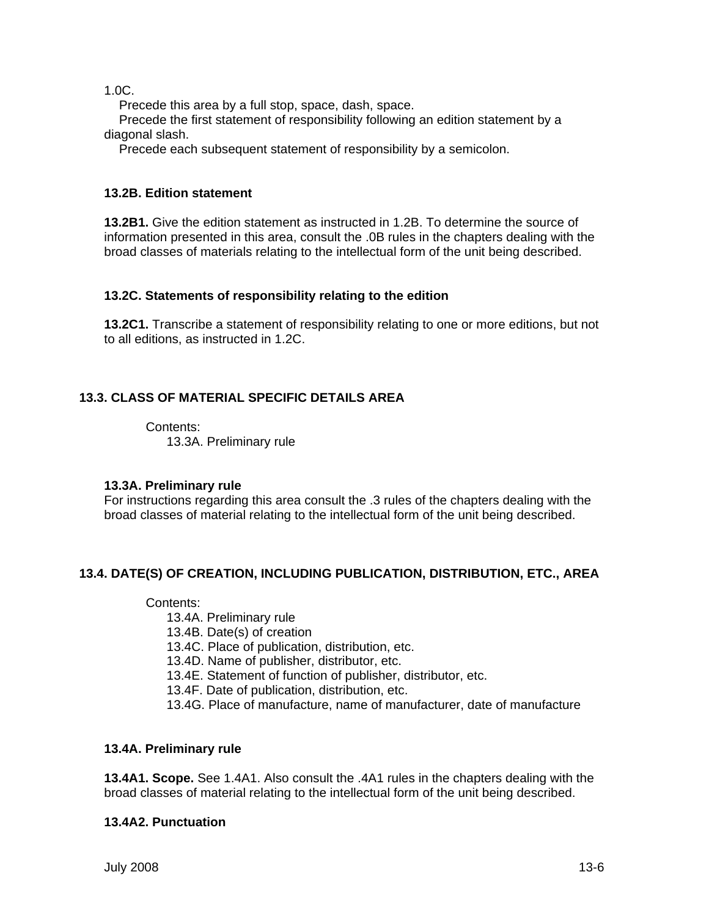1.0C.

Precede this area by a full stop, space, dash, space.

Precede the first statement of responsibility following an edition statement by a diagonal slash.

Precede each subsequent statement of responsibility by a semicolon.

### 13.2B. Edition statement

**13.2B1.** Give the edition statement as instructed in 1.2B. To determine the source of information presented in this area, consult the .0B rules in the chapters dealing with the broad classes of materials relating to the intellectual form of the unit being described.

### 13.2C. Statements of responsibility relating to the edition

**13.2C1.** Transcribe a statement of responsibility relating to one or more editions, but not to all editions, as instructed in 1.2C.

## 13.3. CLASS OF MATERIAL SPECIFIC DETAILS AREA

Contents:
- 13.3A. Preliminary rule

### 13.3A. Preliminary rule

For instructions regarding this area consult the .3 rules of the chapters dealing with the broad classes of material relating to the intellectual form of the unit being described.

## 13.4. DATE(S) OF CREATION, INCLUDING PUBLICATION, DISTRIBUTION, ETC., AREA

Contents:
- 13.4A. Preliminary rule
- 13.4B. Date(s) of creation
- 13.4C. Place of publication, distribution, etc.
- 13.4D. Name of publisher, distributor, etc.
- 13.4E. Statement of function of publisher, distributor, etc.
- 13.4F. Date of publication, distribution, etc.
- 13.4G. Place of manufacture, name of manufacturer, date of manufacture

### 13.4A. Preliminary rule

**13.4A1. Scope.** See 1.4A1. Also consult the .4A1 rules in the chapters dealing with the broad classes of material relating to the intellectual form of the unit being described.

**13.4A2. Punctuation**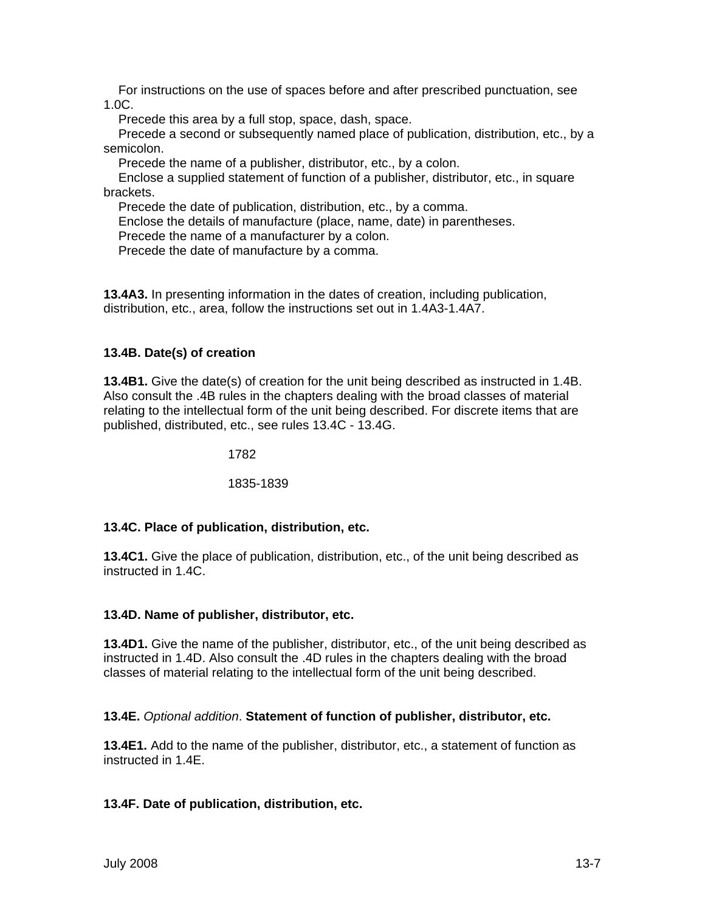For instructions on the use of spaces before and after prescribed punctuation, see 1.0C.

Precede this area by a full stop, space, dash, space.

Precede a second or subsequently named place of publication, distribution, etc., by a semicolon.

Precede the name of a publisher, distributor, etc., by a colon.

Enclose a supplied statement of function of a publisher, distributor, etc., in square brackets.

Precede the date of publication, distribution, etc., by a comma.

Enclose the details of manufacture (place, name, date) in parentheses.

Precede the name of a manufacturer by a colon.

Precede the date of manufacture by a comma.

**13.4A3.** In presenting information in the dates of creation, including publication, distribution, etc., area, follow the instructions set out in 1.4A3-1.4A7.

**13.4B. Date(s) of creation**

**13.4B1.** Give the date(s) of creation for the unit being described as instructed in 1.4B. Also consult the .4B rules in the chapters dealing with the broad classes of material relating to the intellectual form of the unit being described. For discrete items that are published, distributed, etc., see rules 13.4C - 13.4G.

> 1782
>
> 1835-1839

**13.4C. Place of publication, distribution, etc.**

**13.4C1.** Give the place of publication, distribution, etc., of the unit being described as instructed in 1.4C.

**13.4D. Name of publisher, distributor, etc.**

**13.4D1.** Give the name of the publisher, distributor, etc., of the unit being described as instructed in 1.4D. Also consult the .4D rules in the chapters dealing with the broad classes of material relating to the intellectual form of the unit being described.

**13.4E.** *Optional addition*. **Statement of function of publisher, distributor, etc.**

**13.4E1.** Add to the name of the publisher, distributor, etc., a statement of function as instructed in 1.4E.

**13.4F. Date of publication, distribution, etc.**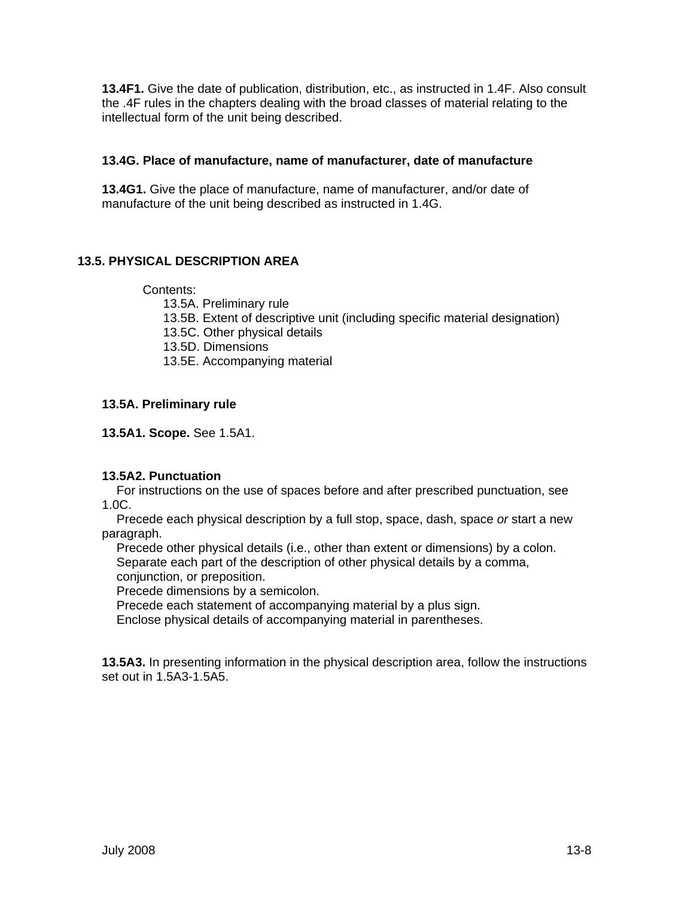**13.4F1.** Give the date of publication, distribution, etc., as instructed in 1.4F. Also consult the .4F rules in the chapters dealing with the broad classes of material relating to the intellectual form of the unit being described.

### 13.4G. Place of manufacture, name of manufacturer, date of manufacture

**13.4G1.** Give the place of manufacture, name of manufacturer, and/or date of manufacture of the unit being described as instructed in 1.4G.

## 13.5. PHYSICAL DESCRIPTION AREA

Contents:
- 13.5A. Preliminary rule
- 13.5B. Extent of descriptive unit (including specific material designation)
- 13.5C. Other physical details
- 13.5D. Dimensions
- 13.5E. Accompanying material

### 13.5A. Preliminary rule

**13.5A1. Scope.** See 1.5A1.

**13.5A2. Punctuation**

For instructions on the use of spaces before and after prescribed punctuation, see 1.0C.

Precede each physical description by a full stop, space, dash, space *or* start a new paragraph.

Precede other physical details (i.e., other than extent or dimensions) by a colon.

Separate each part of the description of other physical details by a comma, conjunction, or preposition.

Precede dimensions by a semicolon.

Precede each statement of accompanying material by a plus sign.

Enclose physical details of accompanying material in parentheses.

**13.5A3.** In presenting information in the physical description area, follow the instructions set out in 1.5A3-1.5A5.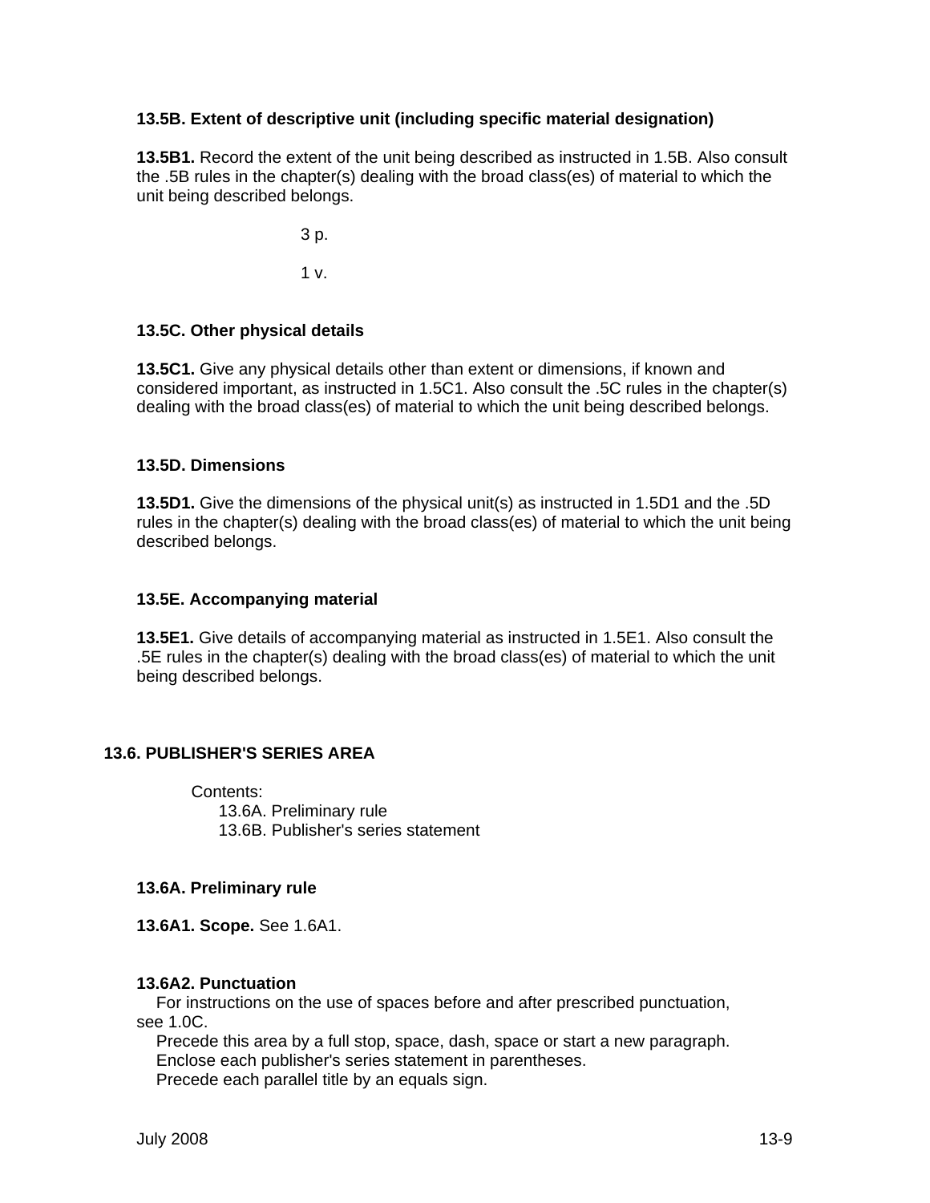### 13.5B. Extent of descriptive unit (including specific material designation)

**13.5B1.** Record the extent of the unit being described as instructed in 1.5B. Also consult the .5B rules in the chapter(s) dealing with the broad class(es) of material to which the unit being described belongs.

3 p.

1 v.

### 13.5C. Other physical details

**13.5C1.** Give any physical details other than extent or dimensions, if known and considered important, as instructed in 1.5C1. Also consult the .5C rules in the chapter(s) dealing with the broad class(es) of material to which the unit being described belongs.

### 13.5D. Dimensions

**13.5D1.** Give the dimensions of the physical unit(s) as instructed in 1.5D1 and the .5D rules in the chapter(s) dealing with the broad class(es) of material to which the unit being described belongs.

### 13.5E. Accompanying material

**13.5E1.** Give details of accompanying material as instructed in 1.5E1. Also consult the .5E rules in the chapter(s) dealing with the broad class(es) of material to which the unit being described belongs.

## 13.6. PUBLISHER'S SERIES AREA

Contents:
- 13.6A. Preliminary rule
- 13.6B. Publisher's series statement

### 13.6A. Preliminary rule

**13.6A1. Scope.** See 1.6A1.

**13.6A2. Punctuation**

For instructions on the use of spaces before and after prescribed punctuation, see 1.0C.

Precede this area by a full stop, space, dash, space or start a new paragraph.

Enclose each publisher's series statement in parentheses.

Precede each parallel title by an equals sign.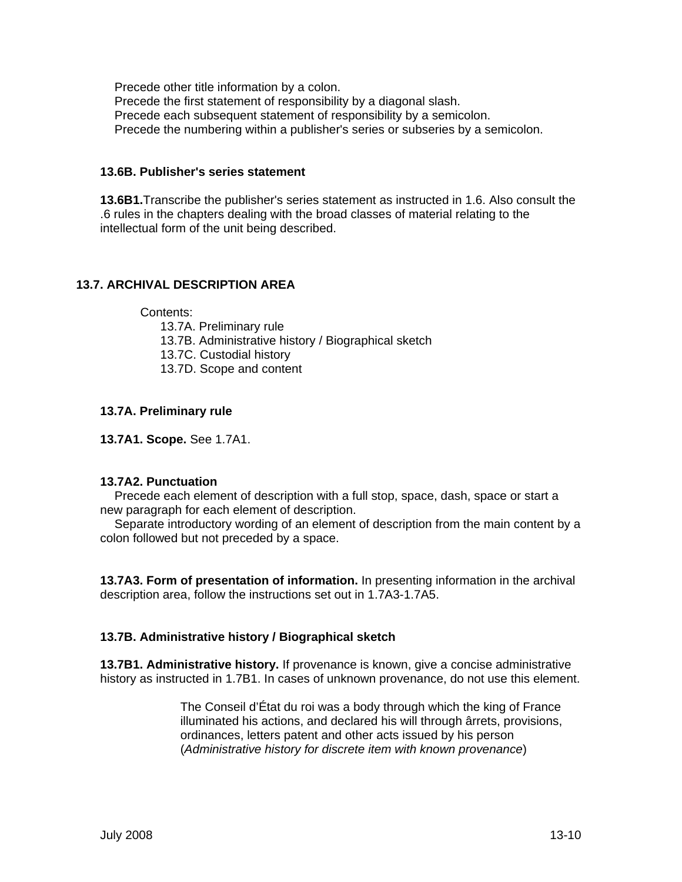Precede other title information by a colon.
Precede the first statement of responsibility by a diagonal slash.
Precede each subsequent statement of responsibility by a semicolon.
Precede the numbering within a publisher's series or subseries by a semicolon.

### 13.6B. Publisher's series statement

**13.6B1.** Transcribe the publisher's series statement as instructed in 1.6. Also consult the .6 rules in the chapters dealing with the broad classes of material relating to the intellectual form of the unit being described.

## 13.7. ARCHIVAL DESCRIPTION AREA

Contents:
- 13.7A. Preliminary rule
- 13.7B. Administrative history / Biographical sketch
- 13.7C. Custodial history
- 13.7D. Scope and content

### 13.7A. Preliminary rule

**13.7A1. Scope.** See 1.7A1.

**13.7A2. Punctuation**

Precede each element of description with a full stop, space, dash, space or start a new paragraph for each element of description.

Separate introductory wording of an element of description from the main content by a colon followed but not preceded by a space.

**13.7A3. Form of presentation of information.** In presenting information in the archival description area, follow the instructions set out in 1.7A3-1.7A5.

### 13.7B. Administrative history / Biographical sketch

**13.7B1. Administrative history.** If provenance is known, give a concise administrative history as instructed in 1.7B1. In cases of unknown provenance, do not use this element.

> The Conseil d'État du roi was a body through which the king of France illuminated his actions, and declared his will through ârrets, provisions, ordinances, letters patent and other acts issued by his person (*Administrative history for discrete item with known provenance*)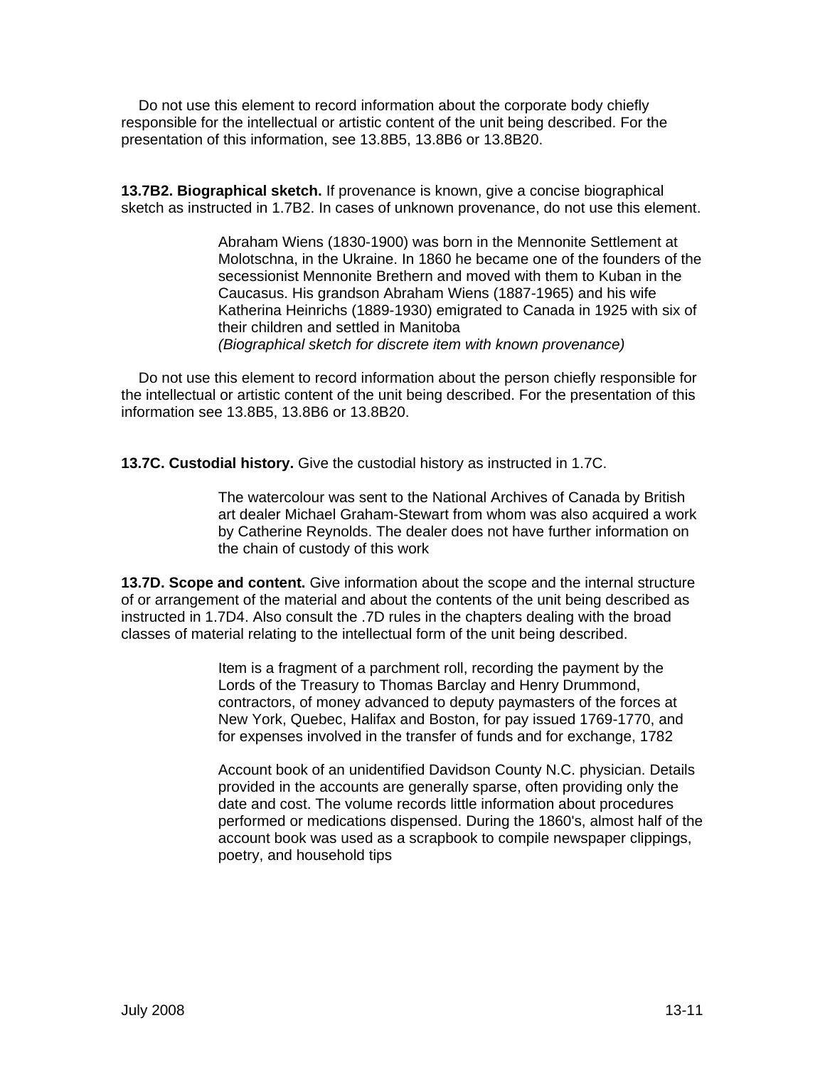Do not use this element to record information about the corporate body chiefly responsible for the intellectual or artistic content of the unit being described. For the presentation of this information, see 13.8B5, 13.8B6 or 13.8B20.

**13.7B2. Biographical sketch.** If provenance is known, give a concise biographical sketch as instructed in 1.7B2. In cases of unknown provenance, do not use this element.

> Abraham Wiens (1830-1900) was born in the Mennonite Settlement at Molotschna, in the Ukraine. In 1860 he became one of the founders of the secessionist Mennonite Brethern and moved with them to Kuban in the Caucasus. His grandson Abraham Wiens (1887-1965) and his wife Katherina Heinrichs (1889-1930) emigrated to Canada in 1925 with six of their children and settled in Manitoba
> *(Biographical sketch for discrete item with known provenance)*

Do not use this element to record information about the person chiefly responsible for the intellectual or artistic content of the unit being described. For the presentation of this information see 13.8B5, 13.8B6 or 13.8B20.

**13.7C. Custodial history.** Give the custodial history as instructed in 1.7C.

> The watercolour was sent to the National Archives of Canada by British art dealer Michael Graham-Stewart from whom was also acquired a work by Catherine Reynolds. The dealer does not have further information on the chain of custody of this work

**13.7D. Scope and content.** Give information about the scope and the internal structure of or arrangement of the material and about the contents of the unit being described as instructed in 1.7D4. Also consult the .7D rules in the chapters dealing with the broad classes of material relating to the intellectual form of the unit being described.

> Item is a fragment of a parchment roll, recording the payment by the Lords of the Treasury to Thomas Barclay and Henry Drummond, contractors, of money advanced to deputy paymasters of the forces at New York, Quebec, Halifax and Boston, for pay issued 1769-1770, and for expenses involved in the transfer of funds and for exchange, 1782

> Account book of an unidentified Davidson County N.C. physician. Details provided in the accounts are generally sparse, often providing only the date and cost. The volume records little information about procedures performed or medications dispensed. During the 1860's, almost half of the account book was used as a scrapbook to compile newspaper clippings, poetry, and household tips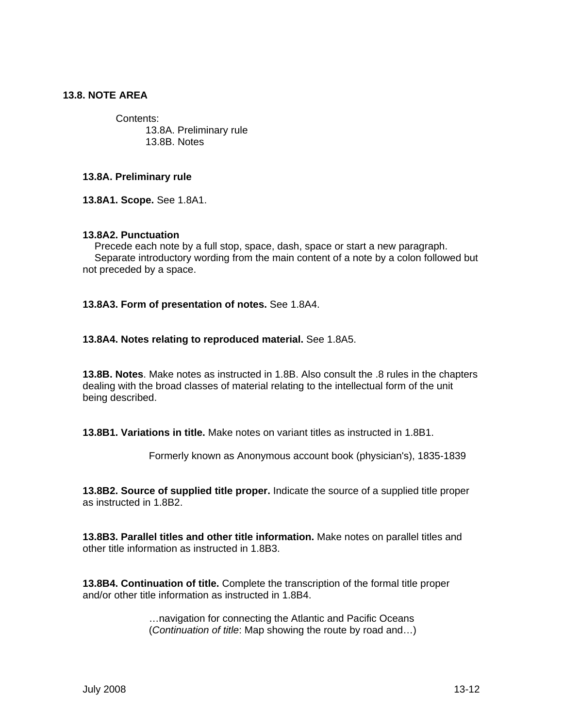## 13.8. NOTE AREA

Contents:

13.8A. Preliminary rule
13.8B. Notes

### 13.8A. Preliminary rule

**13.8A1. Scope.** See 1.8A1.

**13.8A2. Punctuation**

Precede each note by a full stop, space, dash, space or start a new paragraph.

Separate introductory wording from the main content of a note by a colon followed but not preceded by a space.

**13.8A3. Form of presentation of notes.** See 1.8A4.

**13.8A4. Notes relating to reproduced material.** See 1.8A5.

**13.8B. Notes**. Make notes as instructed in 1.8B. Also consult the .8 rules in the chapters dealing with the broad classes of material relating to the intellectual form of the unit being described.

**13.8B1. Variations in title.** Make notes on variant titles as instructed in 1.8B1.

> Formerly known as Anonymous account book (physician's), 1835-1839

**13.8B2. Source of supplied title proper.** Indicate the source of a supplied title proper as instructed in 1.8B2.

**13.8B3. Parallel titles and other title information.** Make notes on parallel titles and other title information as instructed in 1.8B3.

**13.8B4. Continuation of title.** Complete the transcription of the formal title proper and/or other title information as instructed in 1.8B4.

> …navigation for connecting the Atlantic and Pacific Oceans (*Continuation of title*: Map showing the route by road and…)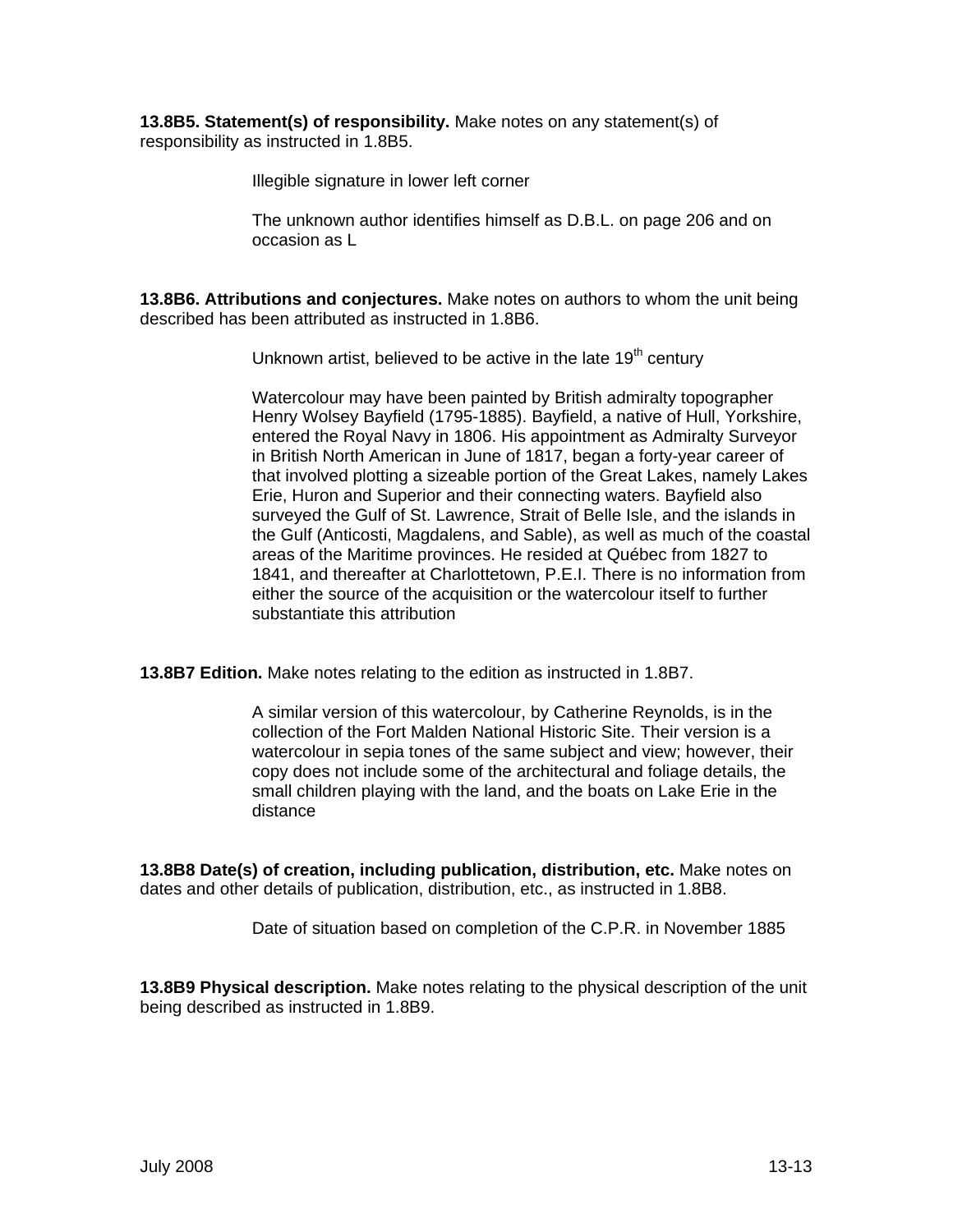**13.8B5. Statement(s) of responsibility.** Make notes on any statement(s) of responsibility as instructed in 1.8B5.

> Illegible signature in lower left corner
>
> The unknown author identifies himself as D.B.L. on page 206 and on occasion as L

**13.8B6. Attributions and conjectures.** Make notes on authors to whom the unit being described has been attributed as instructed in 1.8B6.

> Unknown artist, believed to be active in the late 19th century
>
> Watercolour may have been painted by British admiralty topographer Henry Wolsey Bayfield (1795-1885). Bayfield, a native of Hull, Yorkshire, entered the Royal Navy in 1806. His appointment as Admiralty Surveyor in British North American in June of 1817, began a forty-year career of that involved plotting a sizeable portion of the Great Lakes, namely Lakes Erie, Huron and Superior and their connecting waters. Bayfield also surveyed the Gulf of St. Lawrence, Strait of Belle Isle, and the islands in the Gulf (Anticosti, Magdalens, and Sable), as well as much of the coastal areas of the Maritime provinces. He resided at Québec from 1827 to 1841, and thereafter at Charlottetown, P.E.I. There is no information from either the source of the acquisition or the watercolour itself to further substantiate this attribution

**13.8B7 Edition.** Make notes relating to the edition as instructed in 1.8B7.

> A similar version of this watercolour, by Catherine Reynolds, is in the collection of the Fort Malden National Historic Site. Their version is a watercolour in sepia tones of the same subject and view; however, their copy does not include some of the architectural and foliage details, the small children playing with the land, and the boats on Lake Erie in the distance

**13.8B8 Date(s) of creation, including publication, distribution, etc.** Make notes on dates and other details of publication, distribution, etc., as instructed in 1.8B8.

> Date of situation based on completion of the C.P.R. in November 1885

**13.8B9 Physical description.** Make notes relating to the physical description of the unit being described as instructed in 1.8B9.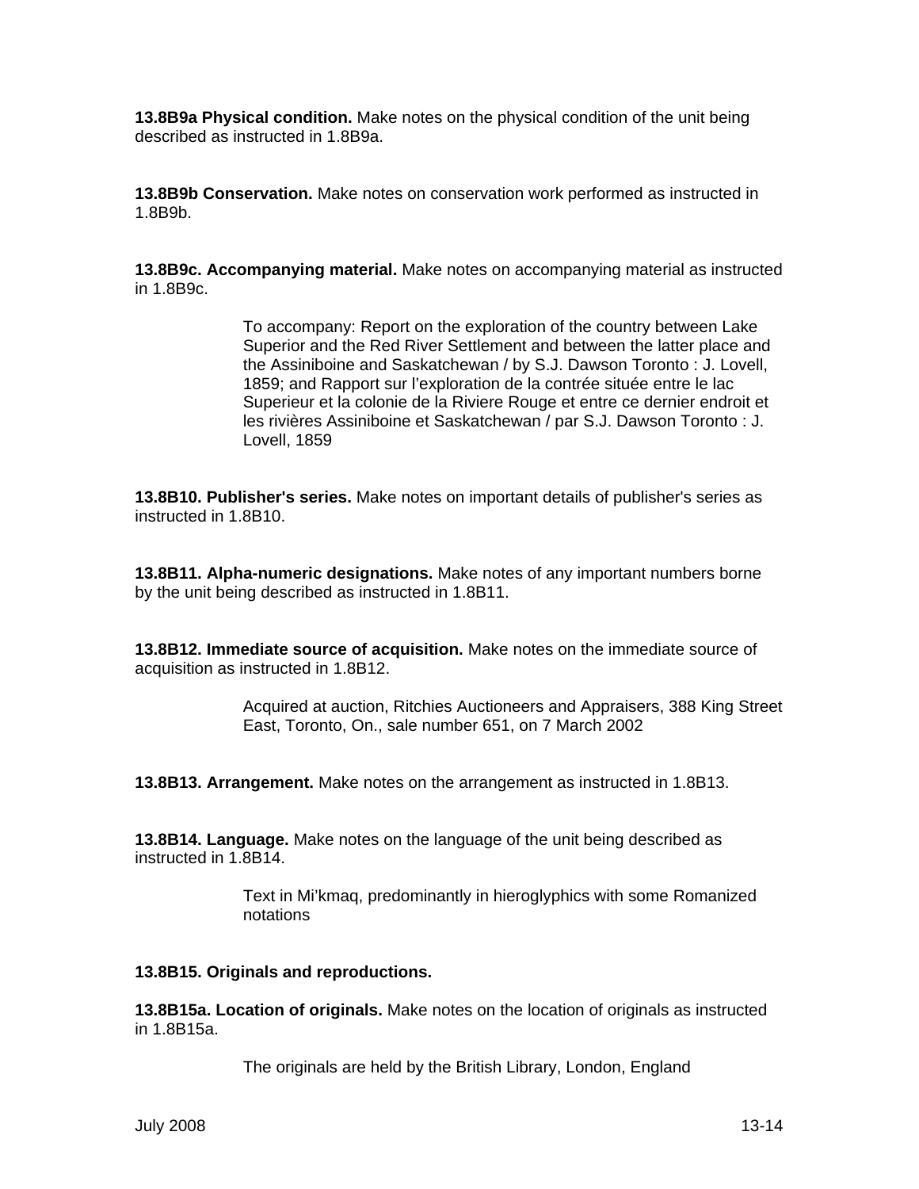**13.8B9a Physical condition.** Make notes on the physical condition of the unit being described as instructed in 1.8B9a.

**13.8B9b Conservation.** Make notes on conservation work performed as instructed in 1.8B9b.

**13.8B9c. Accompanying material.** Make notes on accompanying material as instructed in 1.8B9c.

> To accompany: Report on the exploration of the country between Lake Superior and the Red River Settlement and between the latter place and the Assiniboine and Saskatchewan / by S.J. Dawson Toronto : J. Lovell, 1859; and Rapport sur l'exploration de la contrée située entre le lac Superieur et la colonie de la Riviere Rouge et entre ce dernier endroit et les rivières Assiniboine et Saskatchewan / par S.J. Dawson Toronto : J. Lovell, 1859

**13.8B10. Publisher's series.** Make notes on important details of publisher's series as instructed in 1.8B10.

**13.8B11. Alpha-numeric designations.** Make notes of any important numbers borne by the unit being described as instructed in 1.8B11.

**13.8B12. Immediate source of acquisition.** Make notes on the immediate source of acquisition as instructed in 1.8B12.

> Acquired at auction, Ritchies Auctioneers and Appraisers, 388 King Street East, Toronto, On., sale number 651, on 7 March 2002

**13.8B13. Arrangement.** Make notes on the arrangement as instructed in 1.8B13.

**13.8B14. Language.** Make notes on the language of the unit being described as instructed in 1.8B14.

> Text in Mi'kmaq, predominantly in hieroglyphics with some Romanized notations

**13.8B15. Originals and reproductions.**

**13.8B15a. Location of originals.** Make notes on the location of originals as instructed in 1.8B15a.

> The originals are held by the British Library, London, England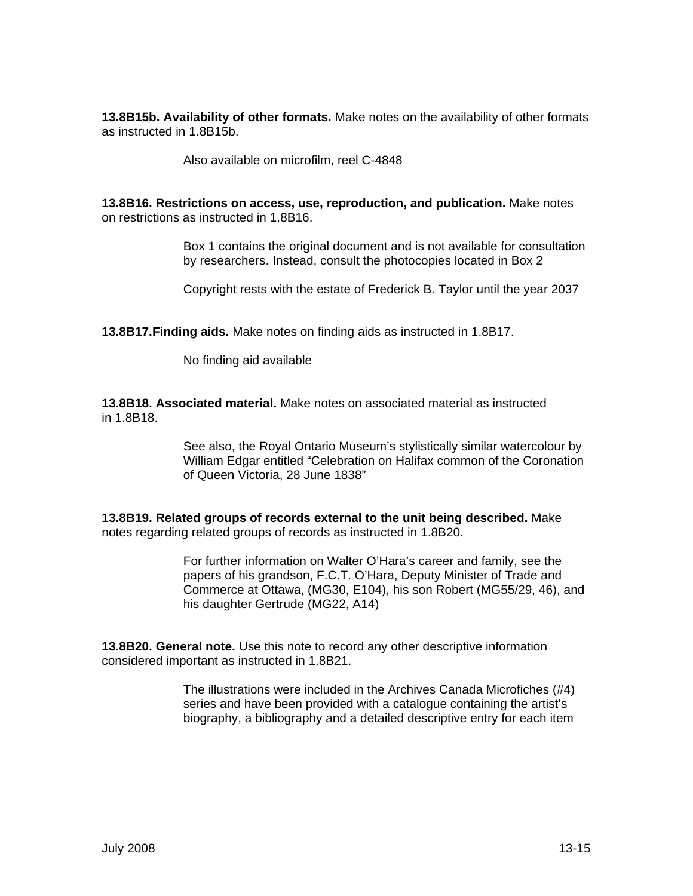**13.8B15b. Availability of other formats.** Make notes on the availability of other formats as instructed in 1.8B15b.

> Also available on microfilm, reel C-4848

**13.8B16. Restrictions on access, use, reproduction, and publication.** Make notes on restrictions as instructed in 1.8B16.

> Box 1 contains the original document and is not available for consultation by researchers. Instead, consult the photocopies located in Box 2
>
> Copyright rests with the estate of Frederick B. Taylor until the year 2037

**13.8B17.Finding aids.** Make notes on finding aids as instructed in 1.8B17.

> No finding aid available

**13.8B18. Associated material.** Make notes on associated material as instructed in 1.8B18.

> See also, the Royal Ontario Museum's stylistically similar watercolour by William Edgar entitled "Celebration on Halifax common of the Coronation of Queen Victoria, 28 June 1838"

**13.8B19. Related groups of records external to the unit being described.** Make notes regarding related groups of records as instructed in 1.8B20.

> For further information on Walter O'Hara's career and family, see the papers of his grandson, F.C.T. O'Hara, Deputy Minister of Trade and Commerce at Ottawa, (MG30, E104), his son Robert (MG55/29, 46), and his daughter Gertrude (MG22, A14)

**13.8B20. General note.** Use this note to record any other descriptive information considered important as instructed in 1.8B21.

> The illustrations were included in the Archives Canada Microfiches (#4) series and have been provided with a catalogue containing the artist's biography, a bibliography and a detailed descriptive entry for each item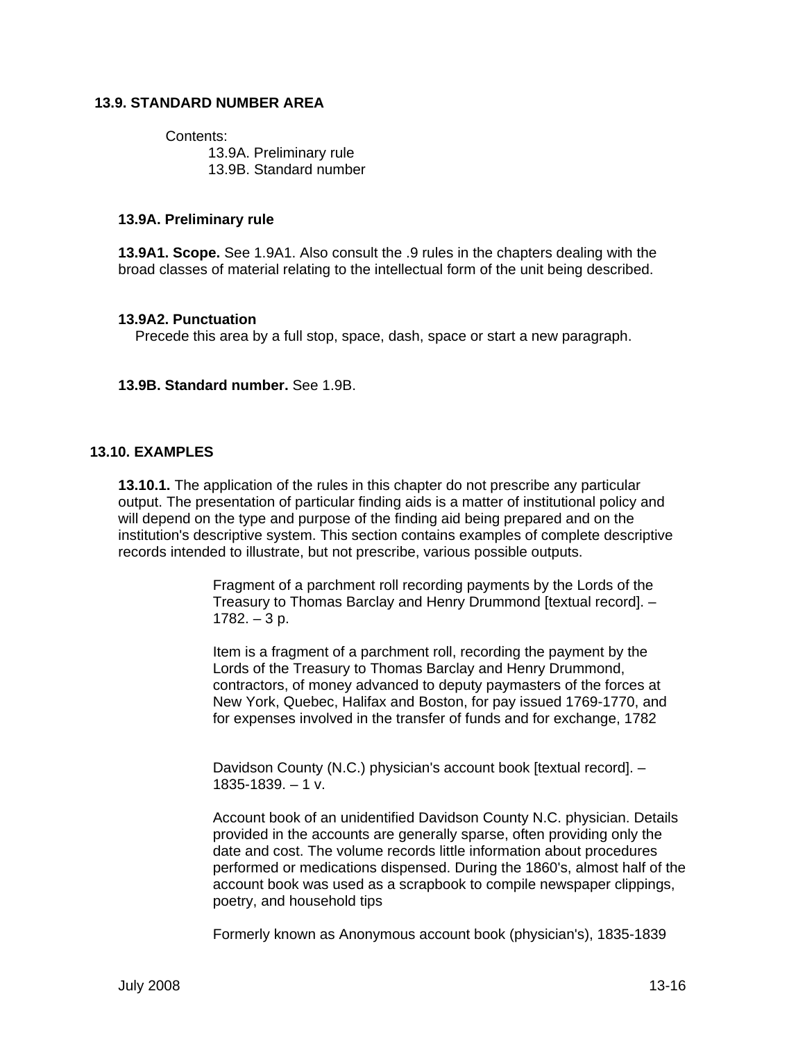## 13.9. STANDARD NUMBER AREA

Contents:

- 13.9A. Preliminary rule
- 13.9B. Standard number

### 13.9A. Preliminary rule

**13.9A1. Scope.** See 1.9A1. Also consult the .9 rules in the chapters dealing with the broad classes of material relating to the intellectual form of the unit being described.

**13.9A2. Punctuation**

Precede this area by a full stop, space, dash, space or start a new paragraph.

**13.9B. Standard number.** See 1.9B.

## 13.10. EXAMPLES

**13.10.1.** The application of the rules in this chapter do not prescribe any particular output. The presentation of particular finding aids is a matter of institutional policy and will depend on the type and purpose of the finding aid being prepared and on the institution's descriptive system. This section contains examples of complete descriptive records intended to illustrate, but not prescribe, various possible outputs.

> Fragment of a parchment roll recording payments by the Lords of the Treasury to Thomas Barclay and Henry Drummond [textual record]. – 1782. – 3 p.
>
> Item is a fragment of a parchment roll, recording the payment by the Lords of the Treasury to Thomas Barclay and Henry Drummond, contractors, of money advanced to deputy paymasters of the forces at New York, Quebec, Halifax and Boston, for pay issued 1769-1770, and for expenses involved in the transfer of funds and for exchange, 1782

> Davidson County (N.C.) physician's account book [textual record]. – 1835-1839. – 1 v.
>
> Account book of an unidentified Davidson County N.C. physician. Details provided in the accounts are generally sparse, often providing only the date and cost. The volume records little information about procedures performed or medications dispensed. During the 1860's, almost half of the account book was used as a scrapbook to compile newspaper clippings, poetry, and household tips
>
> Formerly known as Anonymous account book (physician's), 1835-1839